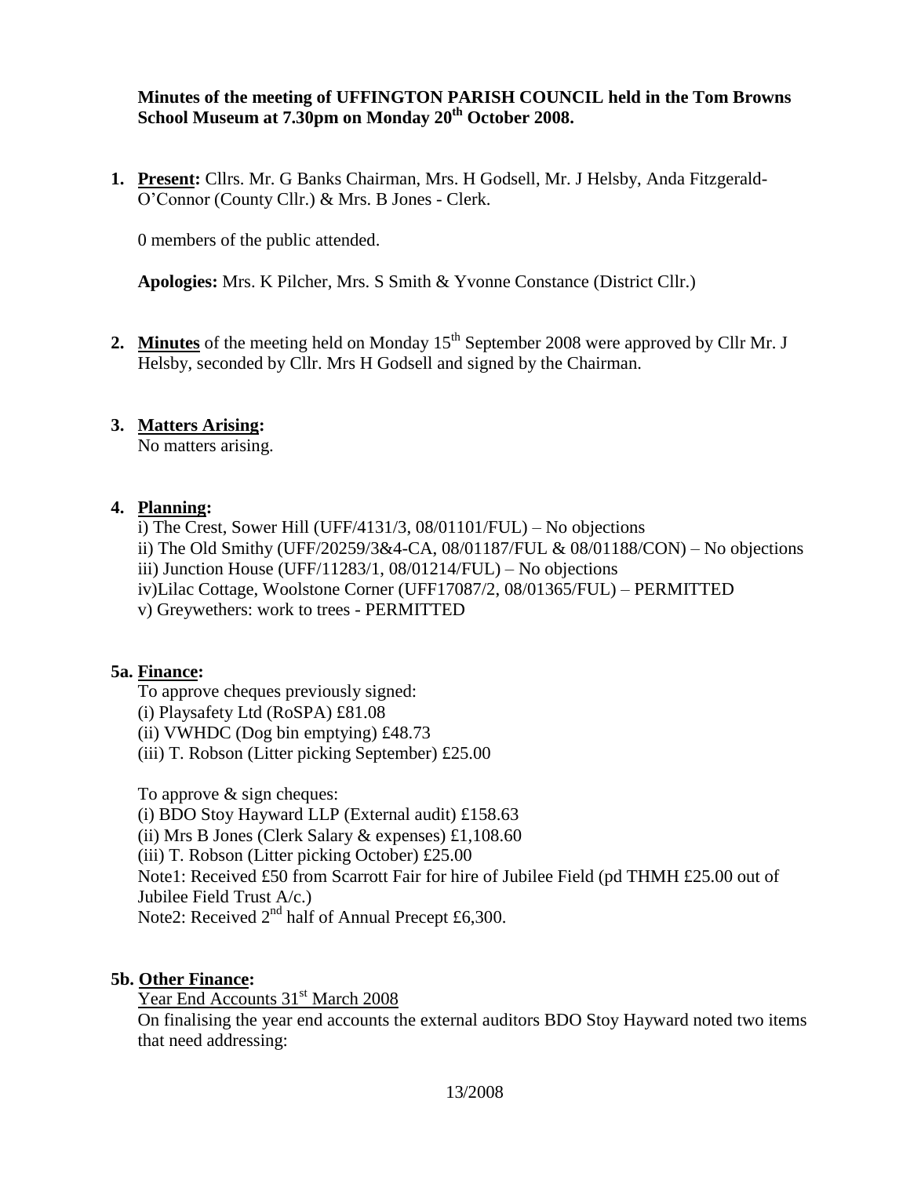**Minutes of the meeting of UFFINGTON PARISH COUNCIL held in the Tom Browns School Museum at 7.30pm on Monday 20th October 2008.**

1. **Present:** Cllrs. Mr. G Banks Chairman, Mrs. H Godsell, Mr. J Helsby, Anda Fitzgerald-O'Connor (County Cllr.) & Mrs. B Jones - Clerk.

   0 members of the public attended.

   **Apologies:** Mrs. K Pilcher, Mrs. S Smith & Yvonne Constance (District Cllr.)

2. **Minutes** of the meeting held on Monday 15th September 2008 were approved by Cllr Mr. J Helsby, seconded by Cllr. Mrs H Godsell and signed by the Chairman.

3. **Matters Arising:**
   No matters arising.

4. **Planning:**
   i) The Crest, Sower Hill (UFF/4131/3, 08/01101/FUL) – No objections
   ii) The Old Smithy (UFF/20259/3&4-CA, 08/01187/FUL & 08/01188/CON) – No objections
   iii) Junction House (UFF/11283/1, 08/01214/FUL) – No objections
   iv)Lilac Cottage, Woolstone Corner (UFF17087/2, 08/01365/FUL) – PERMITTED
   v) Greywethers: work to trees - PERMITTED

**5a. Finance:**

To approve cheques previously signed:
(i) Playsafety Ltd (RoSPA) £81.08
(ii) VWHDC (Dog bin emptying) £48.73
(iii) T. Robson (Litter picking September) £25.00

To approve & sign cheques:
(i) BDO Stoy Hayward LLP (External audit) £158.63
(ii) Mrs B Jones (Clerk Salary & expenses) £1,108.60
(iii) T. Robson (Litter picking October) £25.00
Note1: Received £50 from Scarrott Fair for hire of Jubilee Field (pd THMH £25.00 out of Jubilee Field Trust A/c.)
Note2: Received 2nd half of Annual Precept £6,300.

**5b. Other Finance:**

Year End Accounts 31st March 2008

On finalising the year end accounts the external auditors BDO Stoy Hayward noted two items that need addressing: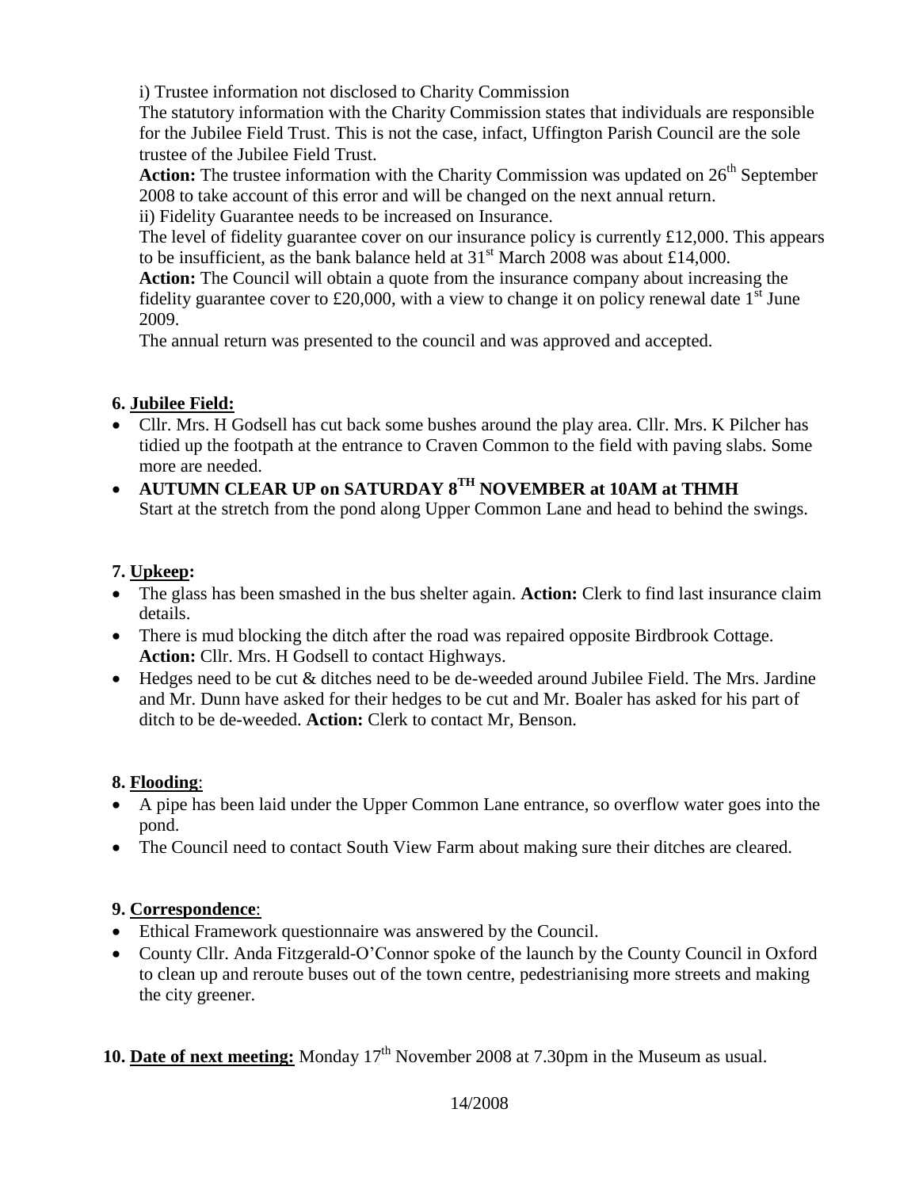i) Trustee information not disclosed to Charity Commission

The statutory information with the Charity Commission states that individuals are responsible for the Jubilee Field Trust. This is not the case, infact, Uffington Parish Council are the sole trustee of the Jubilee Field Trust.

**Action:** The trustee information with the Charity Commission was updated on 26th September 2008 to take account of this error and will be changed on the next annual return.

ii) Fidelity Guarantee needs to be increased on Insurance.

The level of fidelity guarantee cover on our insurance policy is currently £12,000. This appears to be insufficient, as the bank balance held at 31st March 2008 was about £14,000.

**Action:** The Council will obtain a quote from the insurance company about increasing the fidelity guarantee cover to £20,000, with a view to change it on policy renewal date 1st June 2009.

The annual return was presented to the council and was approved and accepted.

**6. Jubilee Field:**

- Cllr. Mrs. H Godsell has cut back some bushes around the play area. Cllr. Mrs. K Pilcher has tidied up the footpath at the entrance to Craven Common to the field with paving slabs. Some more are needed.
- **AUTUMN CLEAR UP on SATURDAY 8TH NOVEMBER at 10AM at THMH**
  Start at the stretch from the pond along Upper Common Lane and head to behind the swings.

**7. Upkeep:**

- The glass has been smashed in the bus shelter again. **Action:** Clerk to find last insurance claim details.
- There is mud blocking the ditch after the road was repaired opposite Birdbrook Cottage. **Action:** Cllr. Mrs. H Godsell to contact Highways.
- Hedges need to be cut & ditches need to be de-weeded around Jubilee Field. The Mrs. Jardine and Mr. Dunn have asked for their hedges to be cut and Mr. Boaler has asked for his part of ditch to be de-weeded. **Action:** Clerk to contact Mr, Benson.

**8. Flooding**:

- A pipe has been laid under the Upper Common Lane entrance, so overflow water goes into the pond.
- The Council need to contact South View Farm about making sure their ditches are cleared.

**9. Correspondence**:

- Ethical Framework questionnaire was answered by the Council.
- County Cllr. Anda Fitzgerald-O'Connor spoke of the launch by the County Council in Oxford to clean up and reroute buses out of the town centre, pedestrianising more streets and making the city greener.

**10. Date of next meeting:** Monday 17th November 2008 at 7.30pm in the Museum as usual.

14/2008